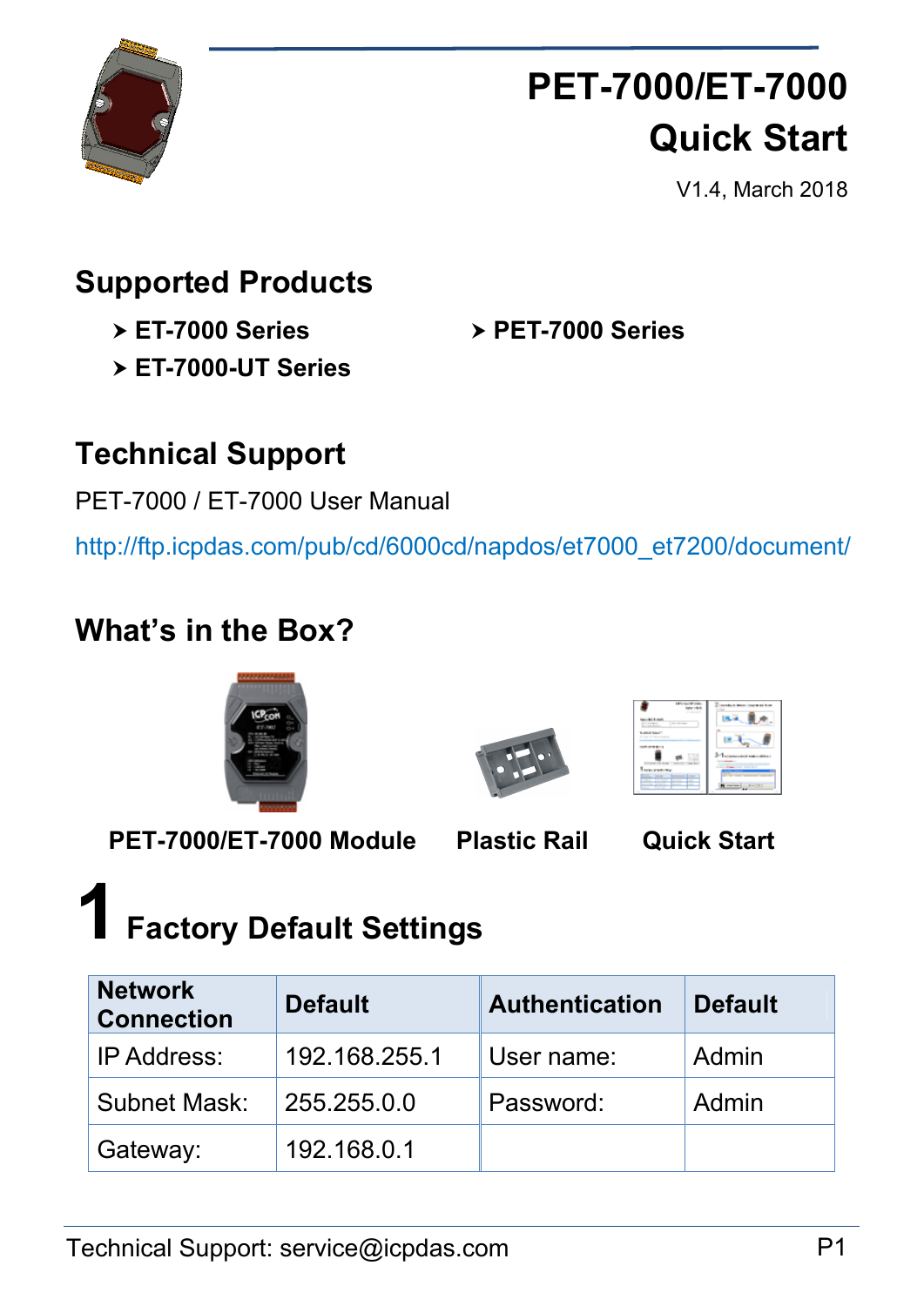# PET-7000/ET-7000 Quick Start

V1.4, March 2018

## Supported Products

- ET-7000 Series
- ET-7000-UT Series
- PET-7000 Series

## Technical Support

PET-7000 / ET-7000 User Manual

http://ftp.icpdas.com/pub/cd/6000cd/napdos/et7000_et7200/document/

## What's in the Box?

**PET-7000/ET-7000 Module** **Plastic Rail** **Quick Start**

## 1 Factory Default Settings

| Network Connection | Default | Authentication | Default |
|---|---|---|---|
| IP Address: | 192.168.255.1 | User name: | Admin |
| Subnet Mask: | 255.255.0.0 | Password: | Admin |
| Gateway: | 192.168.0.1 | | |

Technical Support: service@icpdas.com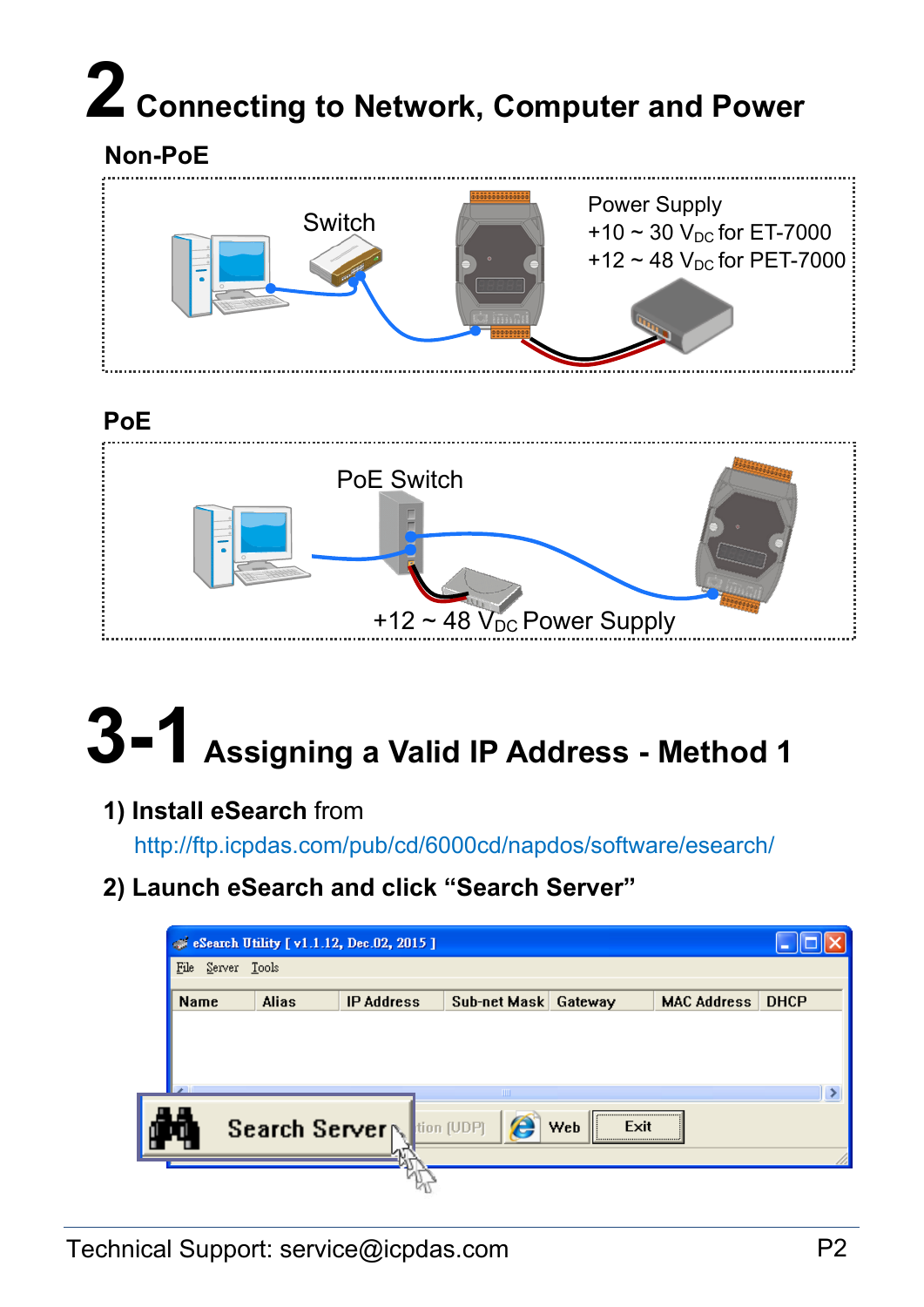# 2 Connecting to Network, Computer and Power

## Non-PoE

Switch

Power Supply
+10 ~ 30 $V_{DC}$ for ET-7000
+12 ~ 48 $V_{DC}$ for PET-7000

## PoE

PoE Switch

+12 ~ 48 $V_{DC}$ Power Supply

# 3-1 Assigning a Valid IP Address - Method 1

**1) Install eSearch** from
http://ftp.icpdas.com/pub/cd/6000cd/napdos/software/esearch/

**2) Launch eSearch and click "Search Server"**

eSearch Utility [ v1.1.12, Dec.02, 2015 ]

File Server Tools

| Name | Alias | IP Address | Sub-net Mask | Gateway | MAC Address | DHCP |
|---|---|---|---|---|---|---|

Search Server | tion (UDP) | Web | Exit

Technical Support: service@icpdas.com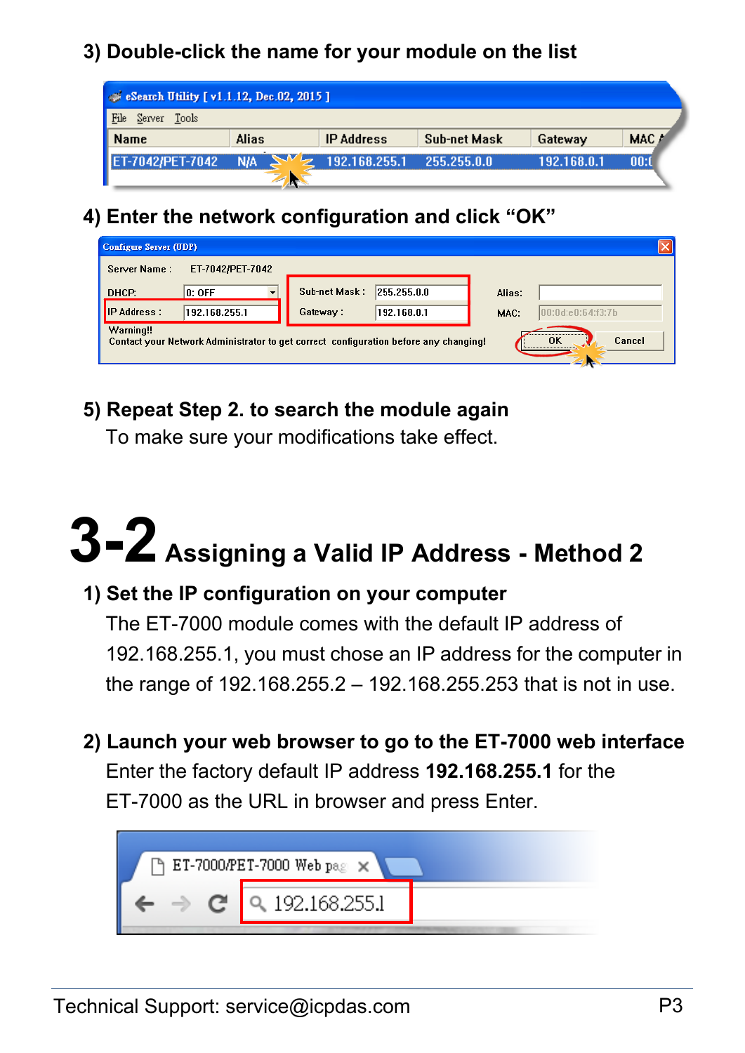**3) Double-click the name for your module on the list**

**4) Enter the network configuration and click “OK”**

**5) Repeat Step 2. to search the module again**

To make sure your modifications take effect.

# 3-2 Assigning a Valid IP Address - Method 2

**1) Set the IP configuration on your computer**

The ET-7000 module comes with the default IP address of 192.168.255.1, you must chose an IP address for the computer in the range of 192.168.255.2 – 192.168.255.253 that is not in use.

**2) Launch your web browser to go to the ET-7000 web interface**

Enter the factory default IP address **192.168.255.1** for the ET-7000 as the URL in browser and press Enter.

Technical Support: service@icpdas.com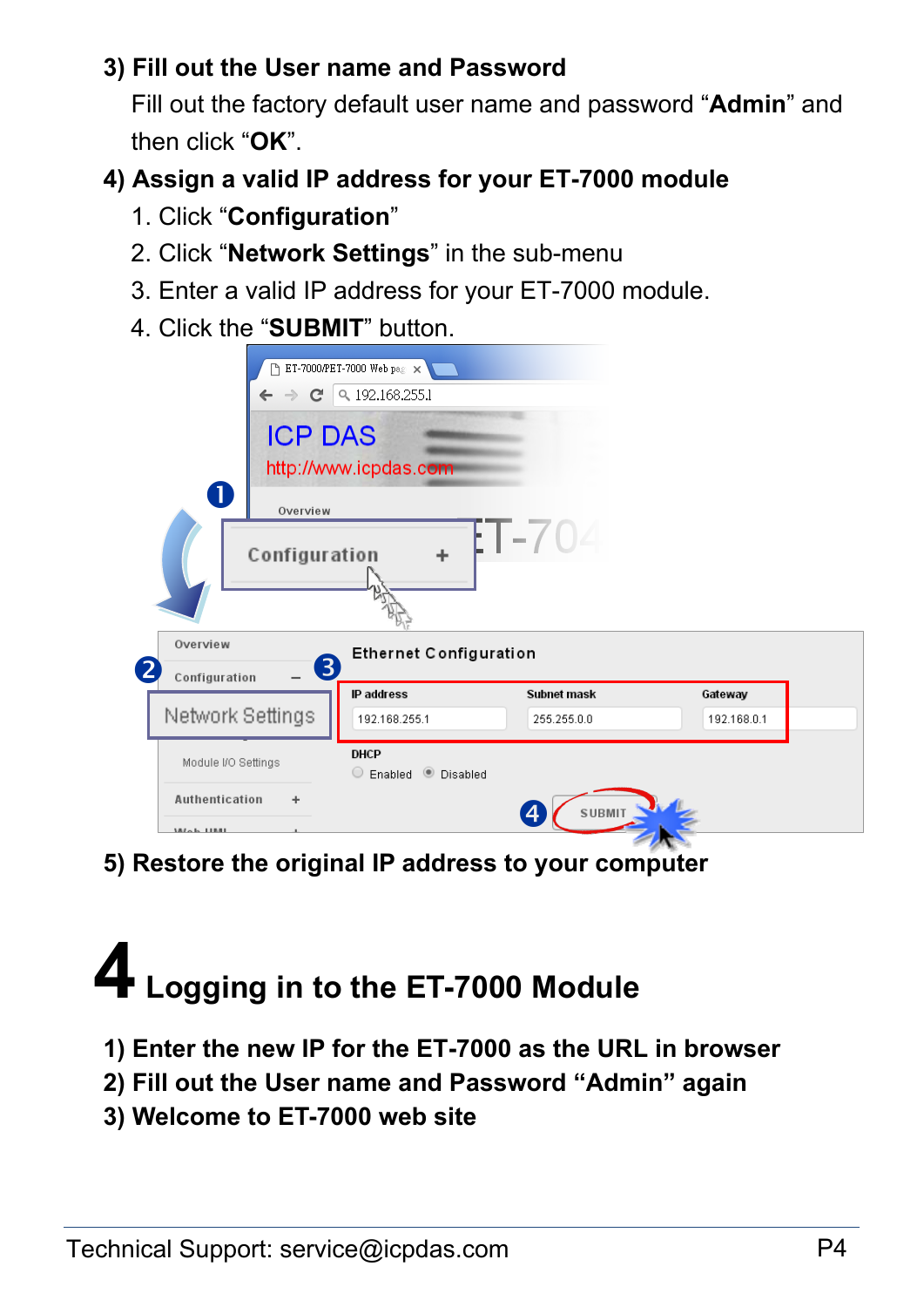**3) Fill out the User name and Password**

Fill out the factory default user name and password "**Admin**" and then click "**OK**".

**4) Assign a valid IP address for your ET-7000 module**

1. Click "**Configuration**"
2. Click "**Network Settings**" in the sub-menu
3. Enter a valid IP address for your ET-7000 module.
4. Click the "**SUBMIT**" button.

**5) Restore the original IP address to your computer**

# 4 Logging in to the ET-7000 Module

**1) Enter the new IP for the ET-7000 as the URL in browser**

**2) Fill out the User name and Password "Admin" again**

**3) Welcome to ET-7000 web site**

Technical Support: service@icpdas.com